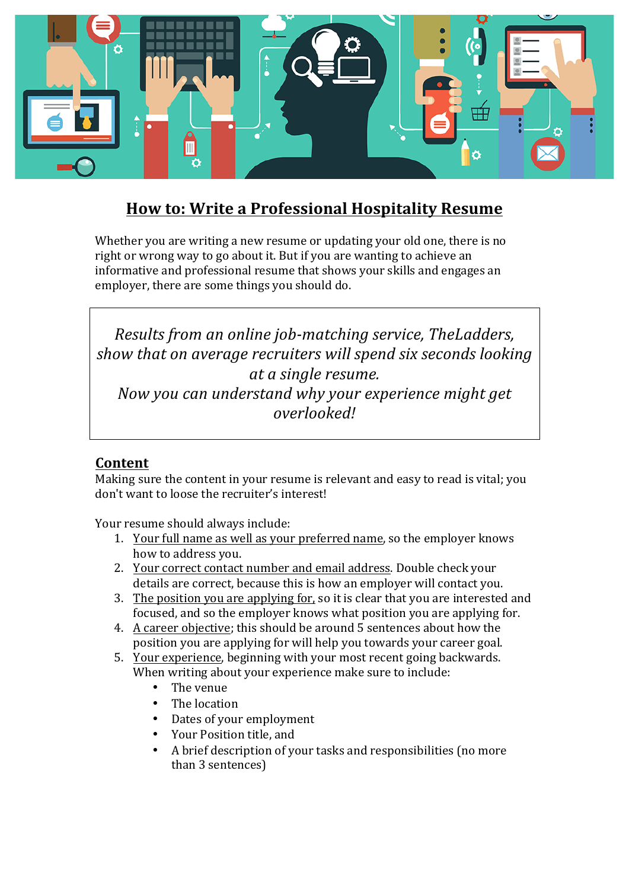# How to: Write a Professional Hospitality Resume

Whether you are writing a new resume or updating your old one, there is no right or wrong way to go about it. But if you are wanting to achieve an informative and professional resume that shows your skills and engages an employer, there are some things you should do.

> *Results from an online job-matching service, TheLadders, show that on average recruiters will spend six seconds looking at a single resume.*
> *Now you can understand why your experience might get overlooked!*

## Content

Making sure the content in your resume is relevant and easy to read is vital; you don't want to loose the recruiter's interest!

Your resume should always include:

1. Your full name as well as your preferred name, so the employer knows how to address you.
2. Your correct contact number and email address. Double check your details are correct, because this is how an employer will contact you.
3. The position you are applying for, so it is clear that you are interested and focused, and so the employer knows what position you are applying for.
4. A career objective; this should be around 5 sentences about how the position you are applying for will help you towards your career goal.
5. Your experience, beginning with your most recent going backwards. When writing about your experience make sure to include:
   - The venue
   - The location
   - Dates of your employment
   - Your Position title, and
   - A brief description of your tasks and responsibilities (no more than 3 sentences)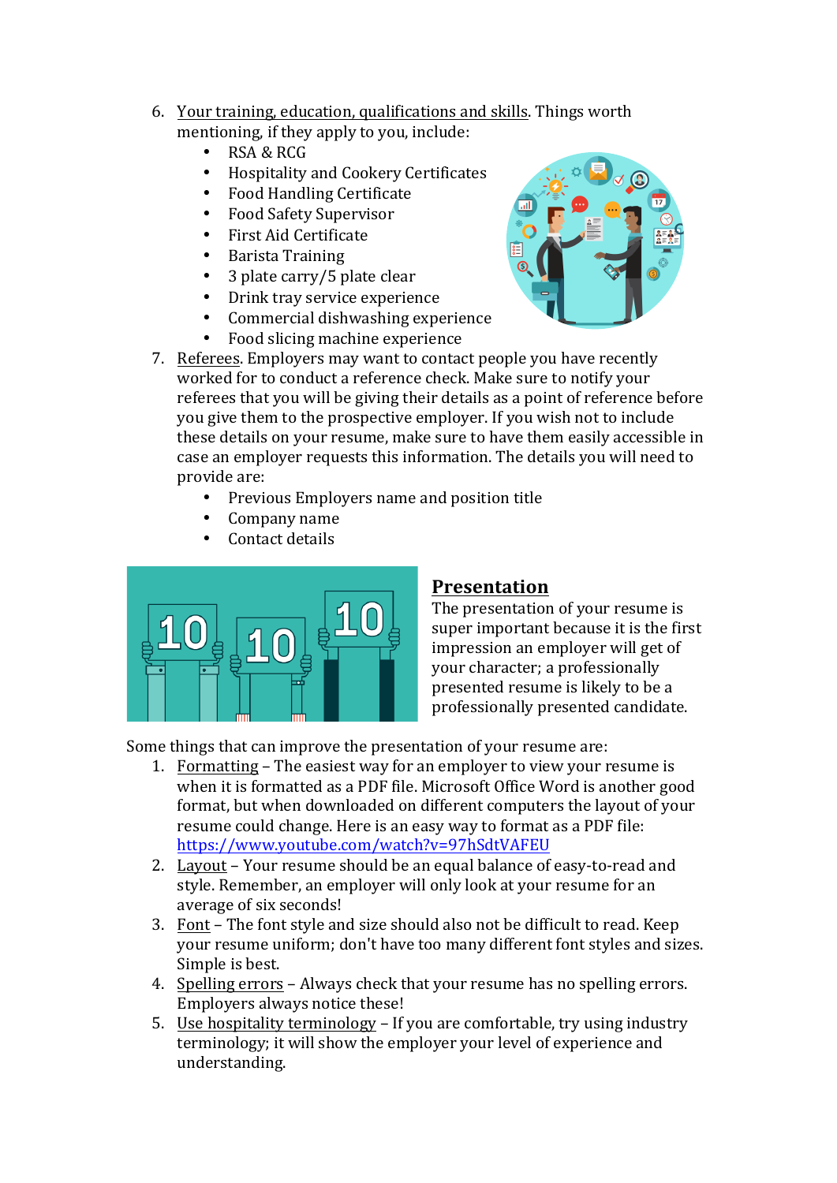6. <u>Your training, education, qualifications and skills</u>. Things worth mentioning, if they apply to you, include:
    - RSA & RCG
    - Hospitality and Cookery Certificates
    - Food Handling Certificate
    - Food Safety Supervisor
    - First Aid Certificate
    - Barista Training
    - 3 plate carry/5 plate clear
    - Drink tray service experience
    - Commercial dishwashing experience
    - Food slicing machine experience
7. <u>Referees</u>. Employers may want to contact people you have recently worked for to conduct a reference check. Make sure to notify your referees that you will be giving their details as a point of reference before you give them to the prospective employer. If you wish not to include these details on your resume, make sure to have them easily accessible in case an employer requests this information. The details you will need to provide are:
    - Previous Employers name and position title
    - Company name
    - Contact details

## Presentation

The presentation of your resume is super important because it is the first impression an employer will get of your character; a professionally presented resume is likely to be a professionally presented candidate.

Some things that can improve the presentation of your resume are:

1. <u>Formatting</u> – The easiest way for an employer to view your resume is when it is formatted as a PDF file. Microsoft Office Word is another good format, but when downloaded on different computers the layout of your resume could change. Here is an easy way to format as a PDF file: https://www.youtube.com/watch?v=97hSdtVAFEU
2. <u>Layout</u> – Your resume should be an equal balance of easy-to-read and style. Remember, an employer will only look at your resume for an average of six seconds!
3. <u>Font</u> – The font style and size should also not be difficult to read. Keep your resume uniform; don't have too many different font styles and sizes. Simple is best.
4. <u>Spelling errors</u> – Always check that your resume has no spelling errors. Employers always notice these!
5. <u>Use hospitality terminology</u> – If you are comfortable, try using industry terminology; it will show the employer your level of experience and understanding.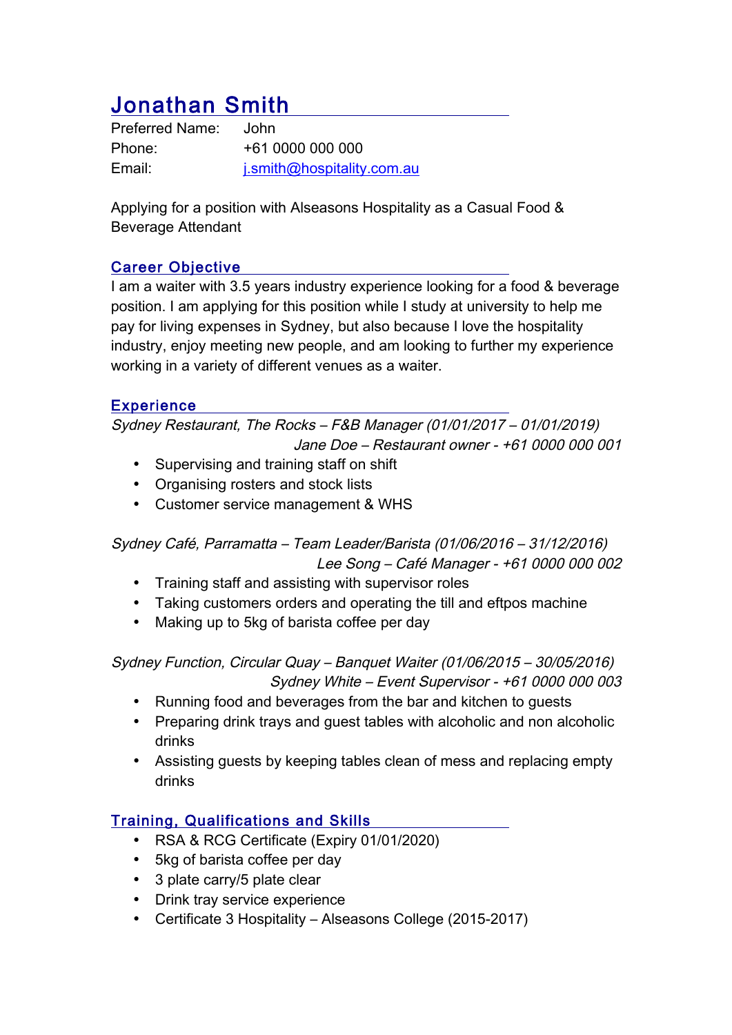# Jonathan Smith

Preferred Name: John
Phone: +61 0000 000 000
Email: j.smith@hospitality.com.au

Applying for a position with Alseasons Hospitality as a Casual Food & Beverage Attendant

## Career Objective

I am a waiter with 3.5 years industry experience looking for a food & beverage position. I am applying for this position while I study at university to help me pay for living expenses in Sydney, but also because I love the hospitality industry, enjoy meeting new people, and am looking to further my experience working in a variety of different venues as a waiter.

## Experience

*Sydney Restaurant, The Rocks – F&B Manager (01/01/2017 – 01/01/2019)*
*Jane Doe – Restaurant owner - +61 0000 000 001*

- Supervising and training staff on shift
- Organising rosters and stock lists
- Customer service management & WHS

*Sydney Café, Parramatta – Team Leader/Barista (01/06/2016 – 31/12/2016)*
*Lee Song – Café Manager - +61 0000 000 002*

- Training staff and assisting with supervisor roles
- Taking customers orders and operating the till and eftpos machine
- Making up to 5kg of barista coffee per day

*Sydney Function, Circular Quay – Banquet Waiter (01/06/2015 – 30/05/2016)*
*Sydney White – Event Supervisor - +61 0000 000 003*

- Running food and beverages from the bar and kitchen to guests
- Preparing drink trays and guest tables with alcoholic and non alcoholic drinks
- Assisting guests by keeping tables clean of mess and replacing empty drinks

## Training, Qualifications and Skills

- RSA & RCG Certificate (Expiry 01/01/2020)
- 5kg of barista coffee per day
- 3 plate carry/5 plate clear
- Drink tray service experience
- Certificate 3 Hospitality – Alseasons College (2015-2017)